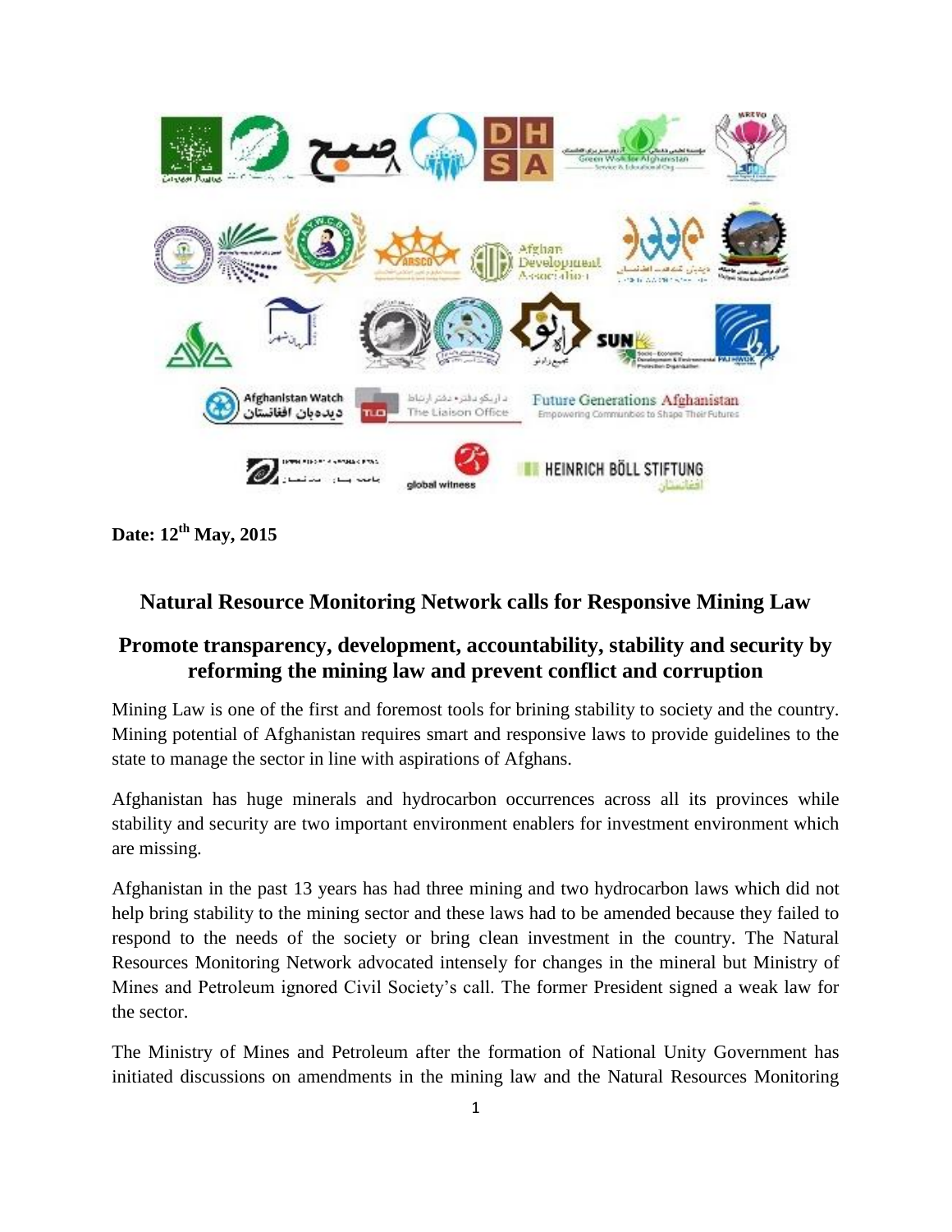**Date: 12th May, 2015**

## Natural Resource Monitoring Network calls for Responsive Mining Law

## Promote transparency, development, accountability, stability and security by reforming the mining law and prevent conflict and corruption

Mining Law is one of the first and foremost tools for brining stability to society and the country. Mining potential of Afghanistan requires smart and responsive laws to provide guidelines to the state to manage the sector in line with aspirations of Afghans.

Afghanistan has huge minerals and hydrocarbon occurrences across all its provinces while stability and security are two important environment enablers for investment environment which are missing.

Afghanistan in the past 13 years has had three mining and two hydrocarbon laws which did not help bring stability to the mining sector and these laws had to be amended because they failed to respond to the needs of the society or bring clean investment in the country. The Natural Resources Monitoring Network advocated intensely for changes in the mineral but Ministry of Mines and Petroleum ignored Civil Society's call. The former President signed a weak law for the sector.

The Ministry of Mines and Petroleum after the formation of National Unity Government has initiated discussions on amendments in the mining law and the Natural Resources Monitoring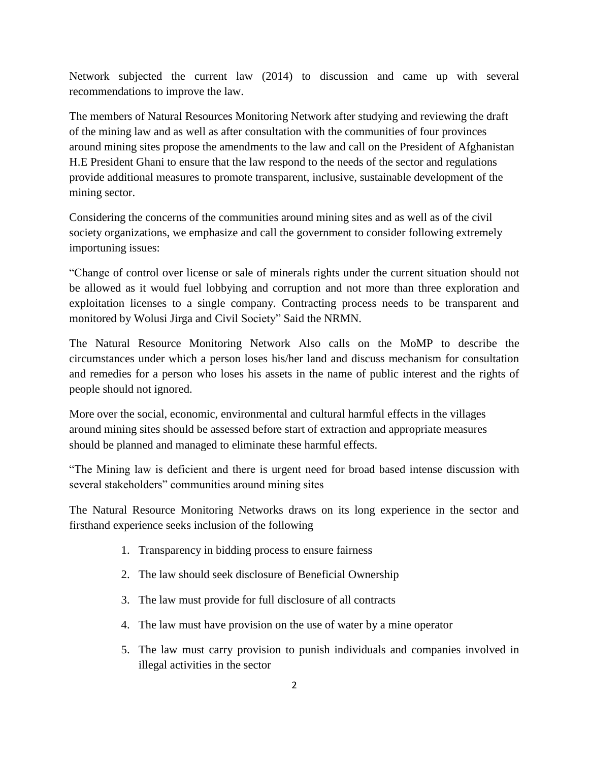Network subjected the current law (2014) to discussion and came up with several recommendations to improve the law.

The members of Natural Resources Monitoring Network after studying and reviewing the draft of the mining law and as well as after consultation with the communities of four provinces around mining sites propose the amendments to the law and call on the President of Afghanistan H.E President Ghani to ensure that the law respond to the needs of the sector and regulations provide additional measures to promote transparent, inclusive, sustainable development of the mining sector.

Considering the concerns of the communities around mining sites and as well as of the civil society organizations, we emphasize and call the government to consider following extremely importuning issues:

"Change of control over license or sale of minerals rights under the current situation should not be allowed as it would fuel lobbying and corruption and not more than three exploration and exploitation licenses to a single company. Contracting process needs to be transparent and monitored by Wolusi Jirga and Civil Society" Said the NRMN.

The Natural Resource Monitoring Network Also calls on the MoMP to describe the circumstances under which a person loses his/her land and discuss mechanism for consultation and remedies for a person who loses his assets in the name of public interest and the rights of people should not ignored.

More over the social, economic, environmental and cultural harmful effects in the villages around mining sites should be assessed before start of extraction and appropriate measures should be planned and managed to eliminate these harmful effects.

"The Mining law is deficient and there is urgent need for broad based intense discussion with several stakeholders" communities around mining sites

The Natural Resource Monitoring Networks draws on its long experience in the sector and firsthand experience seeks inclusion of the following

1. Transparency in bidding process to ensure fairness
2. The law should seek disclosure of Beneficial Ownership
3. The law must provide for full disclosure of all contracts
4. The law must have provision on the use of water by a mine operator
5. The law must carry provision to punish individuals and companies involved in illegal activities in the sector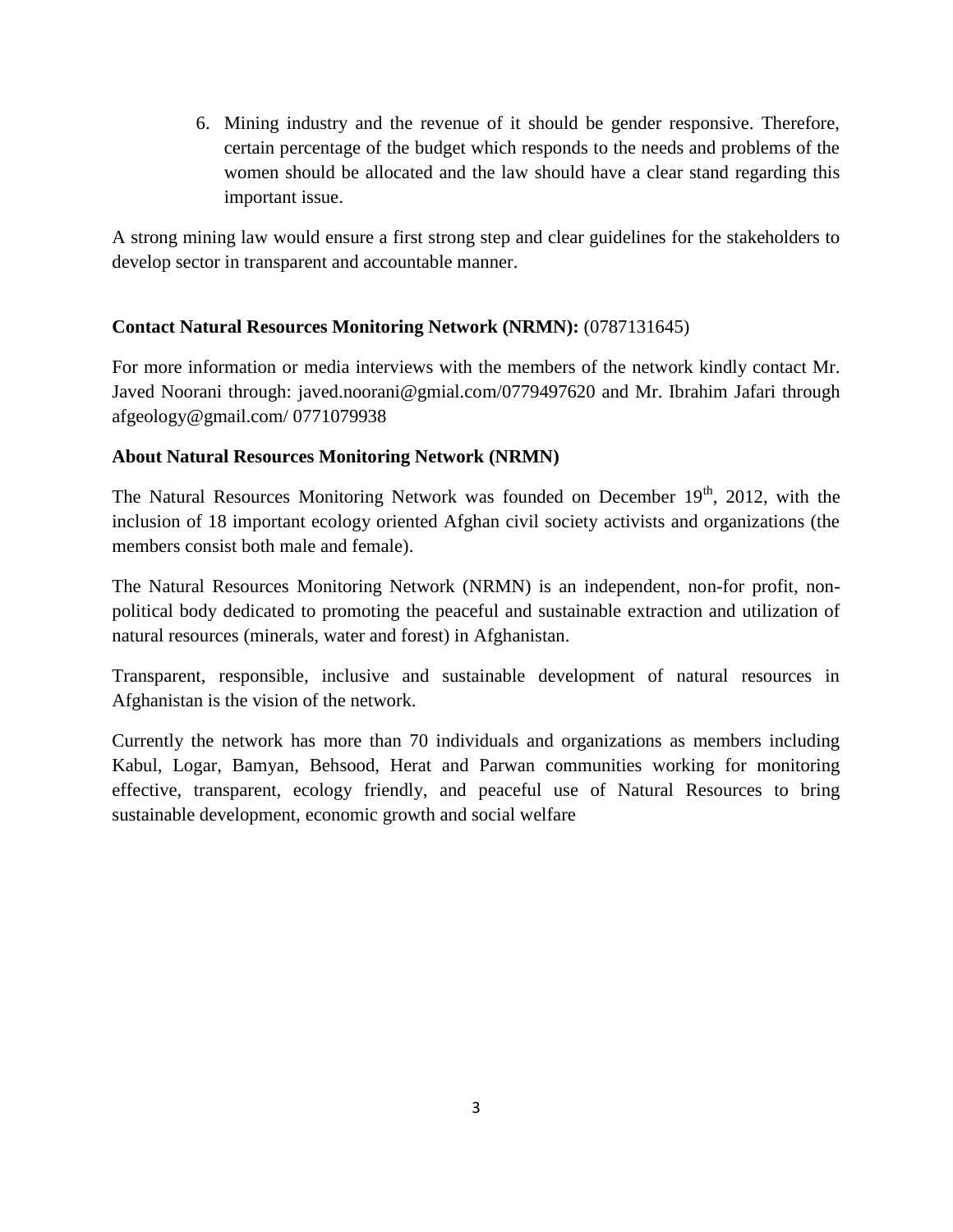6. Mining industry and the revenue of it should be gender responsive. Therefore, certain percentage of the budget which responds to the needs and problems of the women should be allocated and the law should have a clear stand regarding this important issue.

A strong mining law would ensure a first strong step and clear guidelines for the stakeholders to develop sector in transparent and accountable manner.

**Contact Natural Resources Monitoring Network (NRMN):** (0787131645)

For more information or media interviews with the members of the network kindly contact Mr. Javed Noorani through: javed.noorani@gmial.com/0779497620 and Mr. Ibrahim Jafari through afgeology@gmail.com/ 0771079938

**About Natural Resources Monitoring Network (NRMN)**

The Natural Resources Monitoring Network was founded on December 19th, 2012, with the inclusion of 18 important ecology oriented Afghan civil society activists and organizations (the members consist both male and female).

The Natural Resources Monitoring Network (NRMN) is an independent, non-for profit, non-political body dedicated to promoting the peaceful and sustainable extraction and utilization of natural resources (minerals, water and forest) in Afghanistan.

Transparent, responsible, inclusive and sustainable development of natural resources in Afghanistan is the vision of the network.

Currently the network has more than 70 individuals and organizations as members including Kabul, Logar, Bamyan, Behsood, Herat and Parwan communities working for monitoring effective, transparent, ecology friendly, and peaceful use of Natural Resources to bring sustainable development, economic growth and social welfare